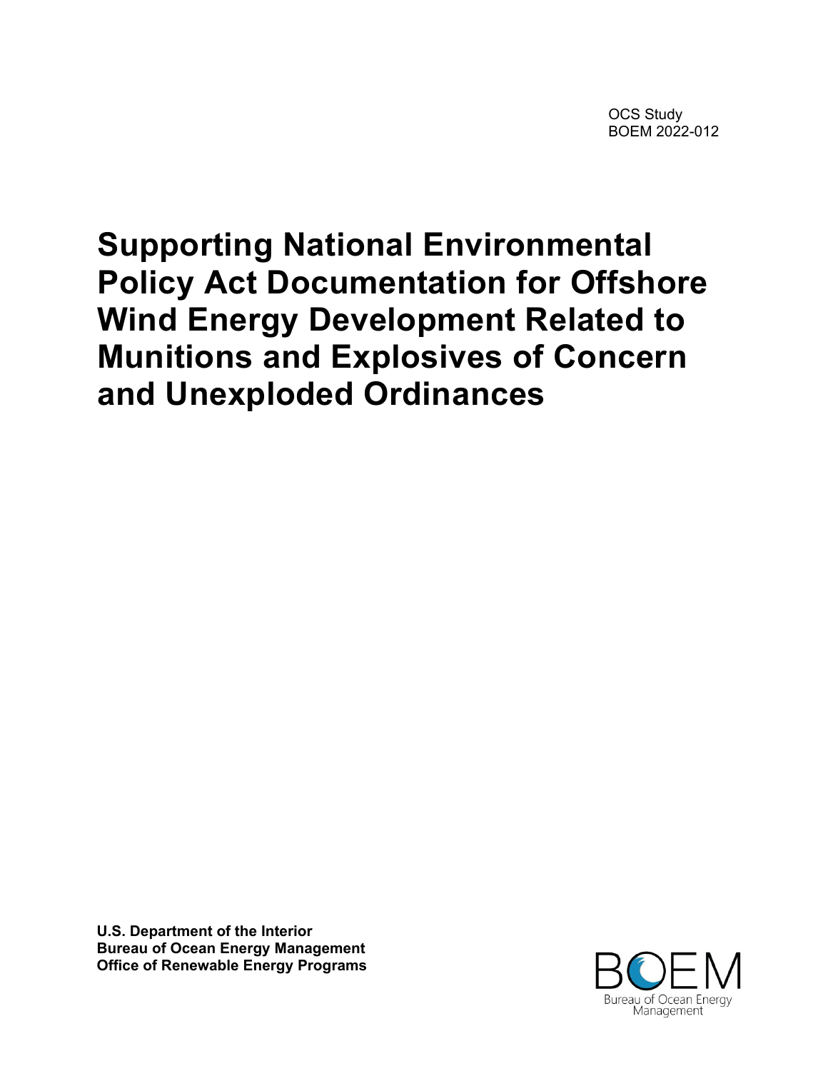OCS Study
BOEM 2022-012

# Supporting National Environmental Policy Act Documentation for Offshore Wind Energy Development Related to Munitions and Explosives of Concern and Unexploded Ordinances

**U.S. Department of the Interior**
**Bureau of Ocean Energy Management**
**Office of Renewable Energy Programs**

BOEM
Bureau of Ocean Energy Management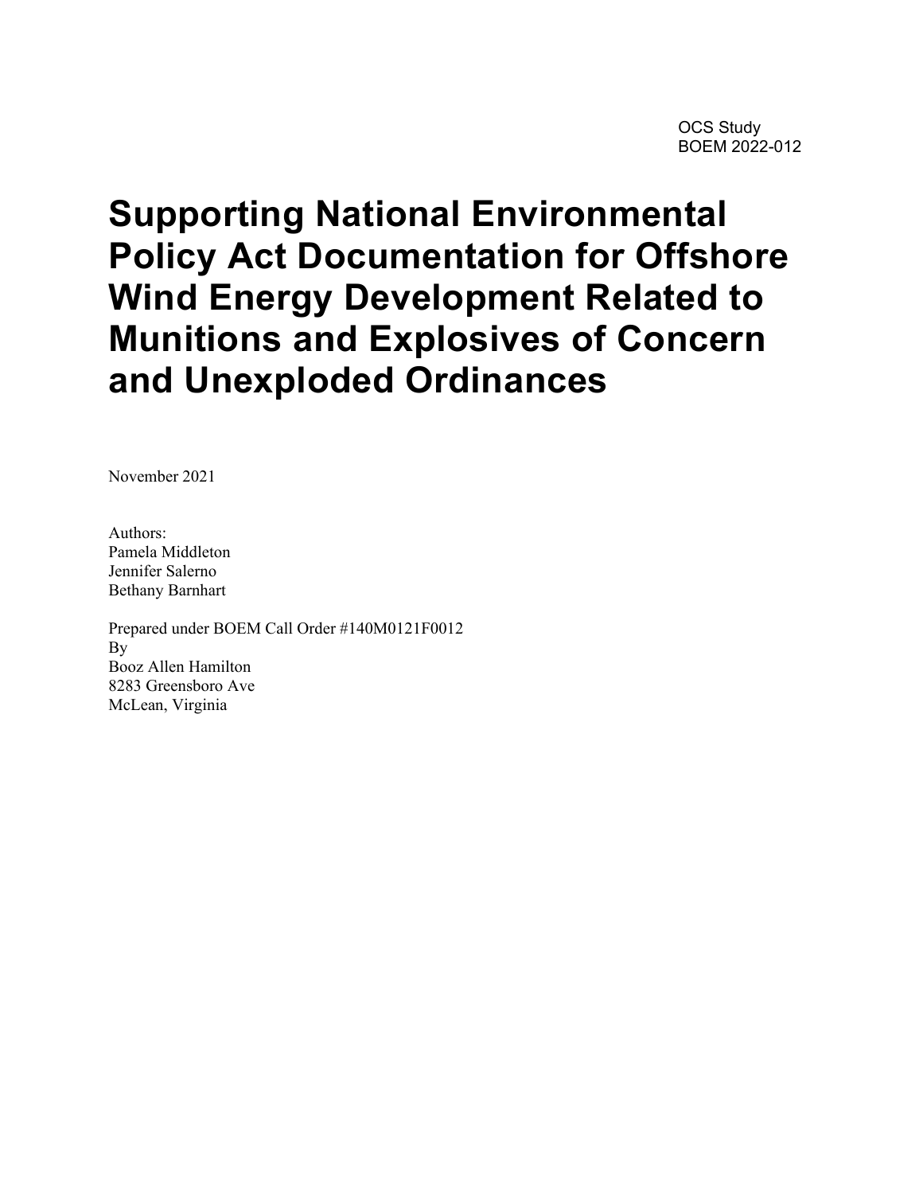OCS Study
BOEM 2022-012

# Supporting National Environmental Policy Act Documentation for Offshore Wind Energy Development Related to Munitions and Explosives of Concern and Unexploded Ordinances

November 2021

Authors:
Pamela Middleton
Jennifer Salerno
Bethany Barnhart

Prepared under BOEM Call Order #140M0121F0012
By
Booz Allen Hamilton
8283 Greensboro Ave
McLean, Virginia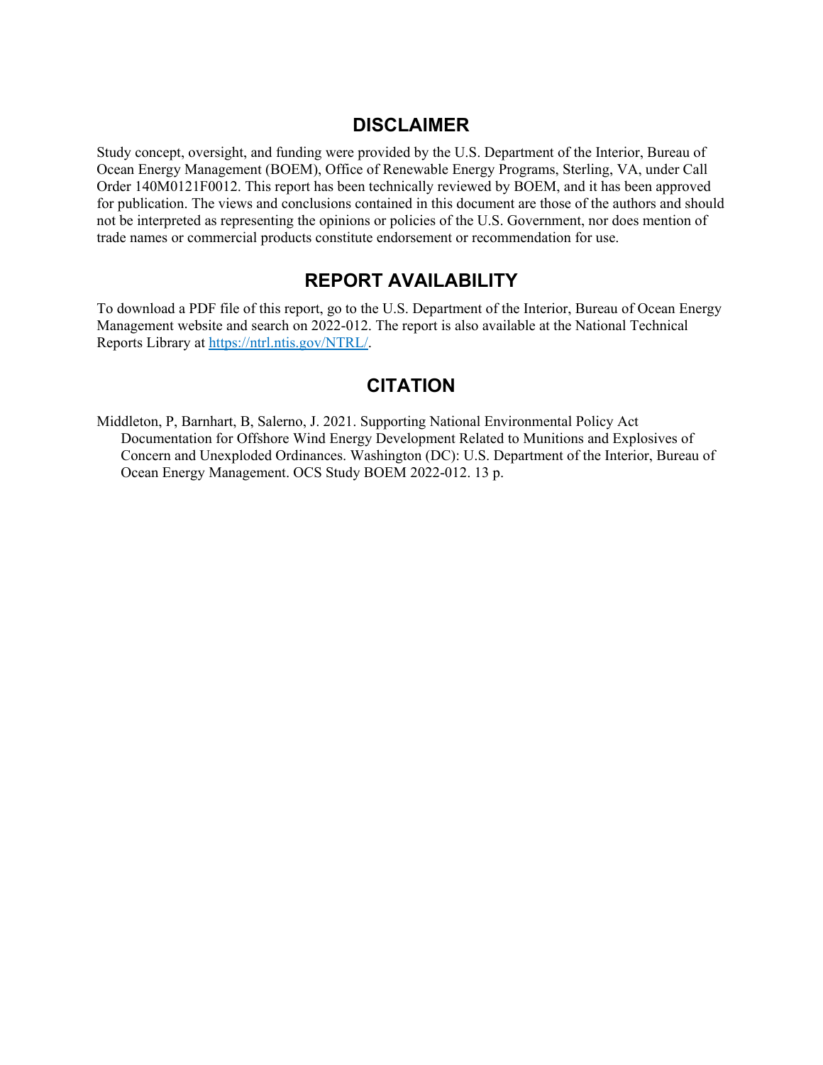## DISCLAIMER

Study concept, oversight, and funding were provided by the U.S. Department of the Interior, Bureau of Ocean Energy Management (BOEM), Office of Renewable Energy Programs, Sterling, VA, under Call Order 140M0121F0012. This report has been technically reviewed by BOEM, and it has been approved for publication. The views and conclusions contained in this document are those of the authors and should not be interpreted as representing the opinions or policies of the U.S. Government, nor does mention of trade names or commercial products constitute endorsement or recommendation for use.

## REPORT AVAILABILITY

To download a PDF file of this report, go to the U.S. Department of the Interior, Bureau of Ocean Energy Management website and search on 2022-012. The report is also available at the National Technical Reports Library at [https://ntrl.ntis.gov/NTRL/](https://ntrl.ntis.gov/NTRL/).

## CITATION

Middleton, P, Barnhart, B, Salerno, J. 2021. Supporting National Environmental Policy Act Documentation for Offshore Wind Energy Development Related to Munitions and Explosives of Concern and Unexploded Ordinances. Washington (DC): U.S. Department of the Interior, Bureau of Ocean Energy Management. OCS Study BOEM 2022-012. 13 p.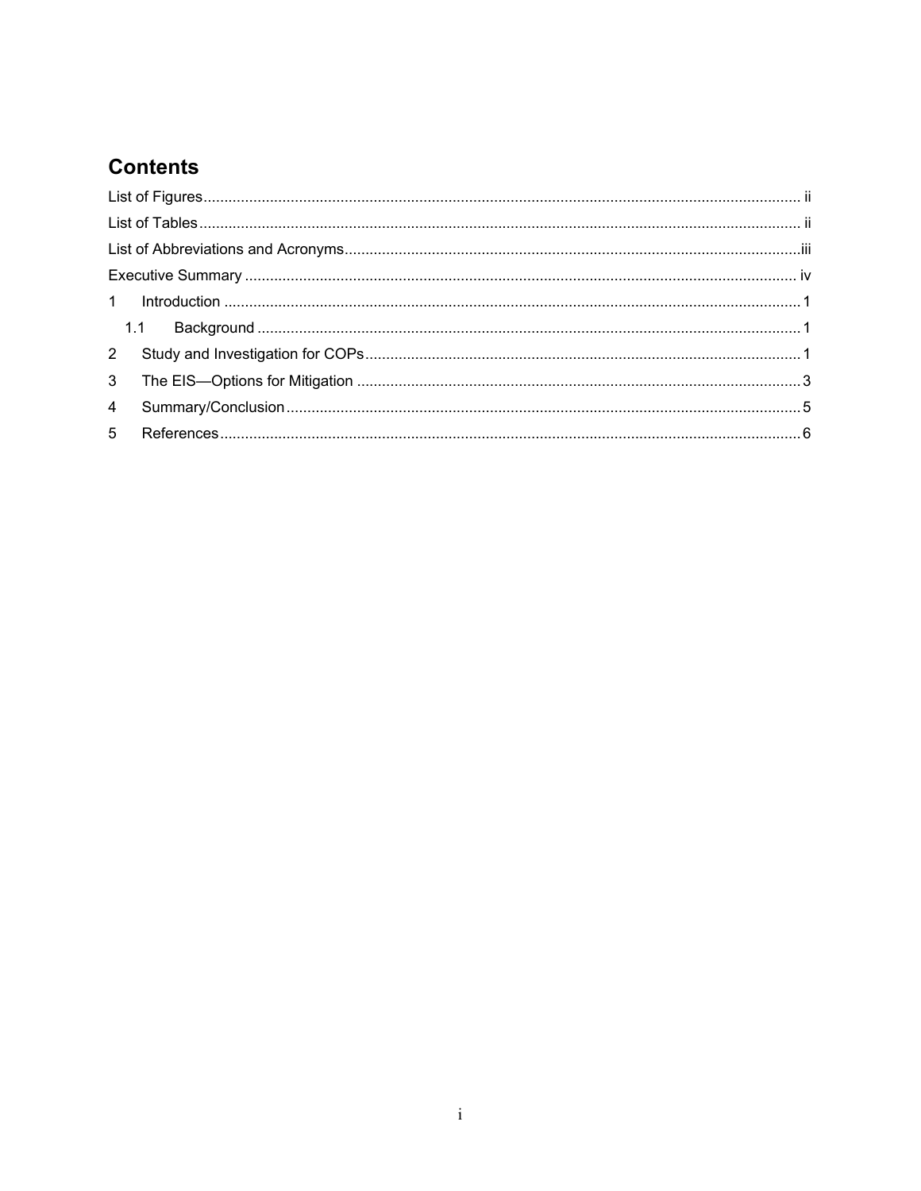## Contents

List of Figures ii

List of Tables ii

List of Abbreviations and Acronyms iii

Executive Summary iv

1 Introduction 1

  1.1 Background 1

2 Study and Investigation for COPs 1

3 The EIS—Options for Mitigation 3

4 Summary/Conclusion 5

5 References 6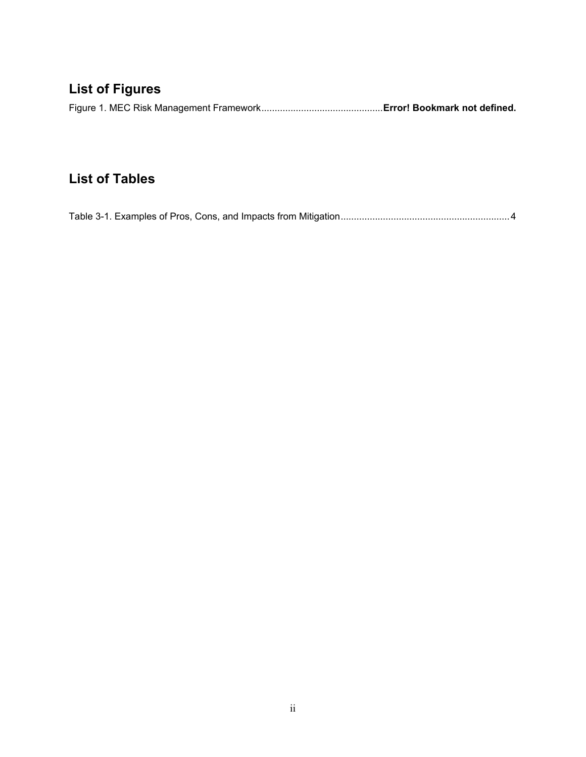## List of Figures

Figure 1. MEC Risk Management Framework..............................................**Error! Bookmark not defined.**

## List of Tables

Table 3-1. Examples of Pros, Cons, and Impacts from Mitigation................................................................4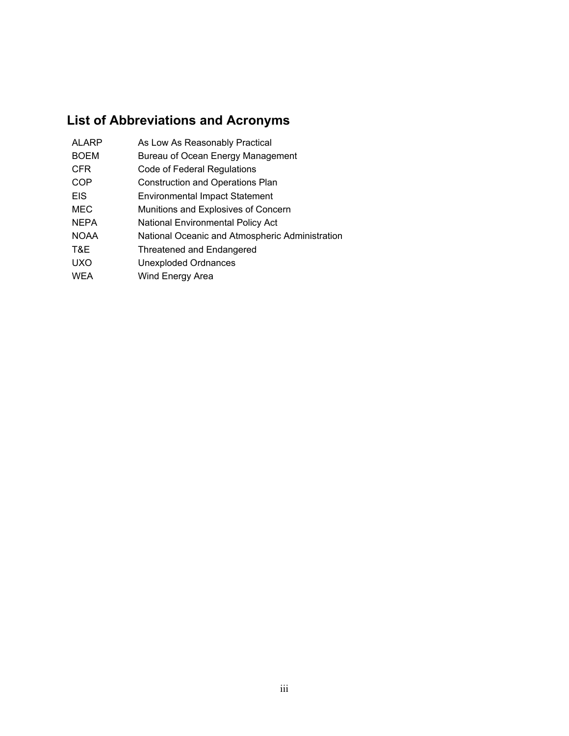## List of Abbreviations and Acronyms

| | |
|---|---|
| ALARP | As Low As Reasonably Practical |
| BOEM | Bureau of Ocean Energy Management |
| CFR | Code of Federal Regulations |
| COP | Construction and Operations Plan |
| EIS | Environmental Impact Statement |
| MEC | Munitions and Explosives of Concern |
| NEPA | National Environmental Policy Act |
| NOAA | National Oceanic and Atmospheric Administration |
| T&E | Threatened and Endangered |
| UXO | Unexploded Ordnances |
| WEA | Wind Energy Area |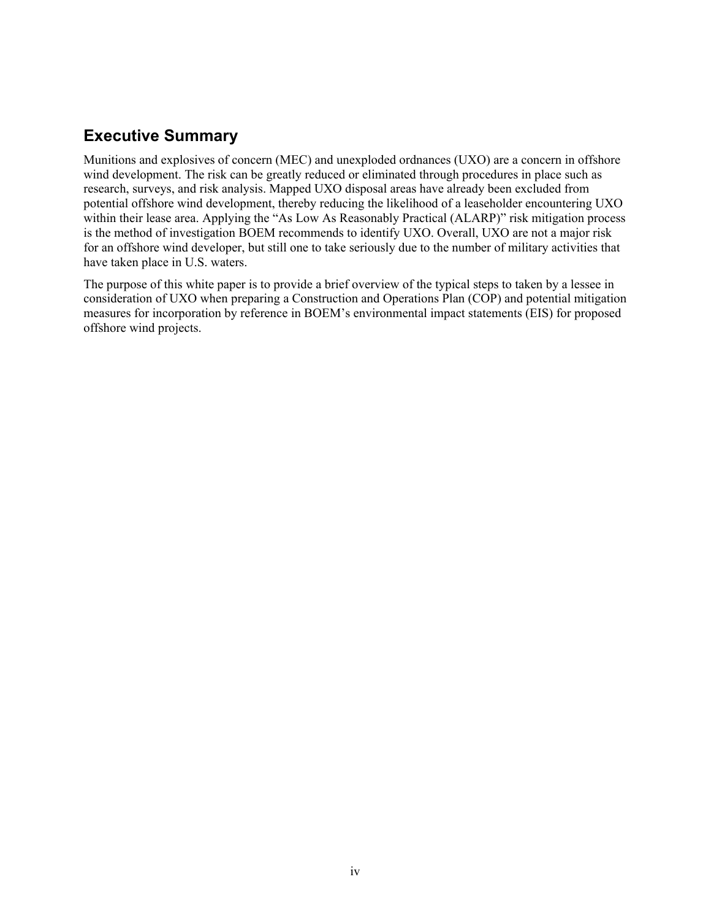## Executive Summary

Munitions and explosives of concern (MEC) and unexploded ordnances (UXO) are a concern in offshore wind development. The risk can be greatly reduced or eliminated through procedures in place such as research, surveys, and risk analysis. Mapped UXO disposal areas have already been excluded from potential offshore wind development, thereby reducing the likelihood of a leaseholder encountering UXO within their lease area. Applying the "As Low As Reasonably Practical (ALARP)" risk mitigation process is the method of investigation BOEM recommends to identify UXO. Overall, UXO are not a major risk for an offshore wind developer, but still one to take seriously due to the number of military activities that have taken place in U.S. waters.

The purpose of this white paper is to provide a brief overview of the typical steps to taken by a lessee in consideration of UXO when preparing a Construction and Operations Plan (COP) and potential mitigation measures for incorporation by reference in BOEM's environmental impact statements (EIS) for proposed offshore wind projects.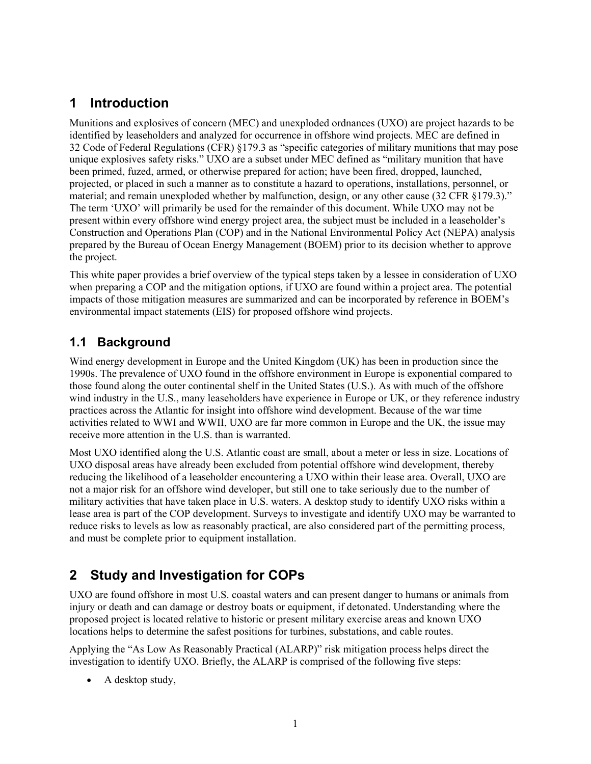# 1 Introduction

Munitions and explosives of concern (MEC) and unexploded ordnances (UXO) are project hazards to be identified by leaseholders and analyzed for occurrence in offshore wind projects. MEC are defined in 32 Code of Federal Regulations (CFR) §179.3 as "specific categories of military munitions that may pose unique explosives safety risks." UXO are a subset under MEC defined as "military munition that have been primed, fuzed, armed, or otherwise prepared for action; have been fired, dropped, launched, projected, or placed in such a manner as to constitute a hazard to operations, installations, personnel, or material; and remain unexploded whether by malfunction, design, or any other cause (32 CFR §179.3)." The term 'UXO' will primarily be used for the remainder of this document. While UXO may not be present within every offshore wind energy project area, the subject must be included in a leaseholder's Construction and Operations Plan (COP) and in the National Environmental Policy Act (NEPA) analysis prepared by the Bureau of Ocean Energy Management (BOEM) prior to its decision whether to approve the project.

This white paper provides a brief overview of the typical steps taken by a lessee in consideration of UXO when preparing a COP and the mitigation options, if UXO are found within a project area. The potential impacts of those mitigation measures are summarized and can be incorporated by reference in BOEM's environmental impact statements (EIS) for proposed offshore wind projects.

## 1.1 Background

Wind energy development in Europe and the United Kingdom (UK) has been in production since the 1990s. The prevalence of UXO found in the offshore environment in Europe is exponential compared to those found along the outer continental shelf in the United States (U.S.). As with much of the offshore wind industry in the U.S., many leaseholders have experience in Europe or UK, or they reference industry practices across the Atlantic for insight into offshore wind development. Because of the war time activities related to WWI and WWII, UXO are far more common in Europe and the UK, the issue may receive more attention in the U.S. than is warranted.

Most UXO identified along the U.S. Atlantic coast are small, about a meter or less in size. Locations of UXO disposal areas have already been excluded from potential offshore wind development, thereby reducing the likelihood of a leaseholder encountering a UXO within their lease area. Overall, UXO are not a major risk for an offshore wind developer, but still one to take seriously due to the number of military activities that have taken place in U.S. waters. A desktop study to identify UXO risks within a lease area is part of the COP development. Surveys to investigate and identify UXO may be warranted to reduce risks to levels as low as reasonably practical, are also considered part of the permitting process, and must be complete prior to equipment installation.

# 2 Study and Investigation for COPs

UXO are found offshore in most U.S. coastal waters and can present danger to humans or animals from injury or death and can damage or destroy boats or equipment, if detonated. Understanding where the proposed project is located relative to historic or present military exercise areas and known UXO locations helps to determine the safest positions for turbines, substations, and cable routes.

Applying the "As Low As Reasonably Practical (ALARP)" risk mitigation process helps direct the investigation to identify UXO. Briefly, the ALARP is comprised of the following five steps:

- A desktop study,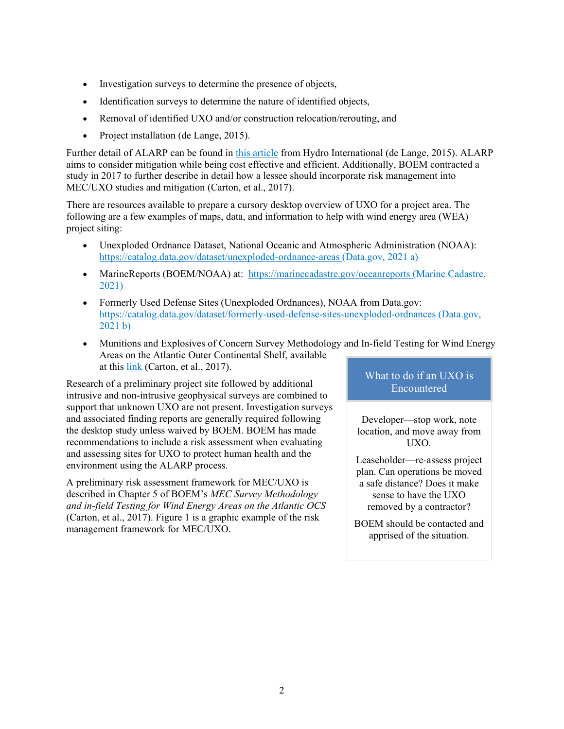- Investigation surveys to determine the presence of objects,
- Identification surveys to determine the nature of identified objects,
- Removal of identified UXO and/or construction relocation/rerouting, and
- Project installation (de Lange, 2015).

Further detail of ALARP can be found in this article from Hydro International (de Lange, 2015). ALARP aims to consider mitigation while being cost effective and efficient. Additionally, BOEM contracted a study in 2017 to further describe in detail how a lessee should incorporate risk management into MEC/UXO studies and mitigation (Carton, et al., 2017).

There are resources available to prepare a cursory desktop overview of UXO for a project area. The following are a few examples of maps, data, and information to help with wind energy area (WEA) project siting:

- Unexploded Ordnance Dataset, National Oceanic and Atmospheric Administration (NOAA): https://catalog.data.gov/dataset/unexploded-ordnance-areas (Data.gov, 2021 a)
- MarineReports (BOEM/NOAA) at: https://marinecadastre.gov/oceanreports (Marine Cadastre, 2021)
- Formerly Used Defense Sites (Unexploded Ordnances), NOAA from Data.gov: https://catalog.data.gov/dataset/formerly-used-defense-sites-unexploded-ordnances (Data.gov, 2021 b)
- Munitions and Explosives of Concern Survey Methodology and In-field Testing for Wind Energy Areas on the Atlantic Outer Continental Shelf, available at this link (Carton, et al., 2017).

Research of a preliminary project site followed by additional intrusive and non-intrusive geophysical surveys are combined to support that unknown UXO are not present. Investigation surveys and associated finding reports are generally required following the desktop study unless waived by BOEM. BOEM has made recommendations to include a risk assessment when evaluating and assessing sites for UXO to protect human health and the environment using the ALARP process.

A preliminary risk assessment framework for MEC/UXO is described in Chapter 5 of BOEM's *MEC Survey Methodology and in-field Testing for Wind Energy Areas on the Atlantic OCS* (Carton, et al., 2017). Figure 1 is a graphic example of the risk management framework for MEC/UXO.

**What to do if an UXO is Encountered**

Developer—stop work, note location, and move away from UXO.

Leaseholder—re-assess project plan. Can operations be moved a safe distance? Does it make sense to have the UXO removed by a contractor?

BOEM should be contacted and apprised of the situation.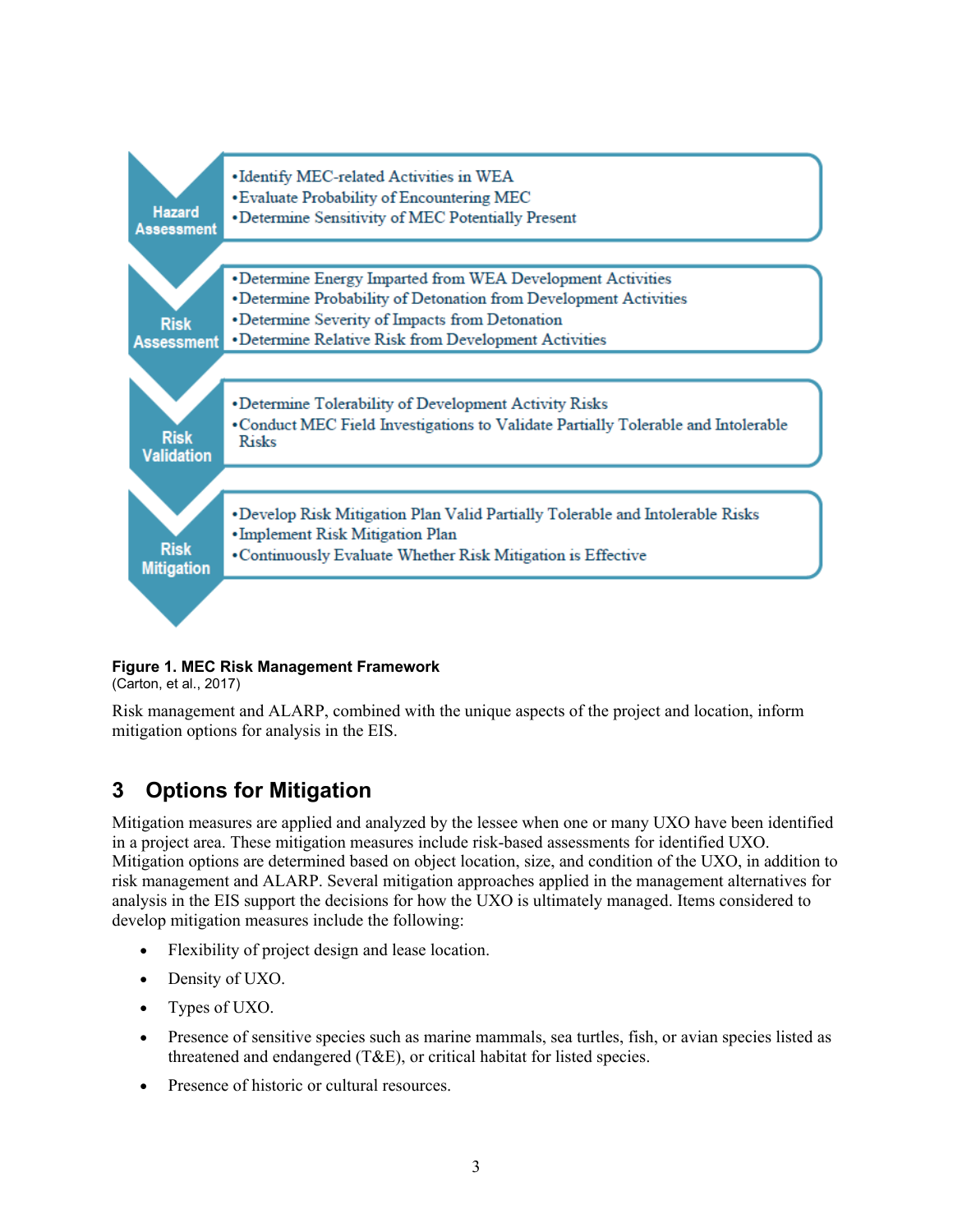**Hazard Assessment**

- Identify MEC-related Activities in WEA
- Evaluate Probability of Encountering MEC
- Determine Sensitivity of MEC Potentially Present

**Risk Assessment**

- Determine Energy Imparted from WEA Development Activities
- Determine Probability of Detonation from Development Activities
- Determine Severity of Impacts from Detonation
- Determine Relative Risk from Development Activities

**Risk Validation**

- Determine Tolerability of Development Activity Risks
- Conduct MEC Field Investigations to Validate Partially Tolerable and Intolerable Risks

**Risk Mitigation**

- Develop Risk Mitigation Plan Valid Partially Tolerable and Intolerable Risks
- Implement Risk Mitigation Plan
- Continuously Evaluate Whether Risk Mitigation is Effective

**Figure 1. MEC Risk Management Framework**
(Carton, et al., 2017)

Risk management and ALARP, combined with the unique aspects of the project and location, inform mitigation options for analysis in the EIS.

# 3 Options for Mitigation

Mitigation measures are applied and analyzed by the lessee when one or many UXO have been identified in a project area. These mitigation measures include risk-based assessments for identified UXO. Mitigation options are determined based on object location, size, and condition of the UXO, in addition to risk management and ALARP. Several mitigation approaches applied in the management alternatives for analysis in the EIS support the decisions for how the UXO is ultimately managed. Items considered to develop mitigation measures include the following:

- Flexibility of project design and lease location.
- Density of UXO.
- Types of UXO.
- Presence of sensitive species such as marine mammals, sea turtles, fish, or avian species listed as threatened and endangered (T&E), or critical habitat for listed species.
- Presence of historic or cultural resources.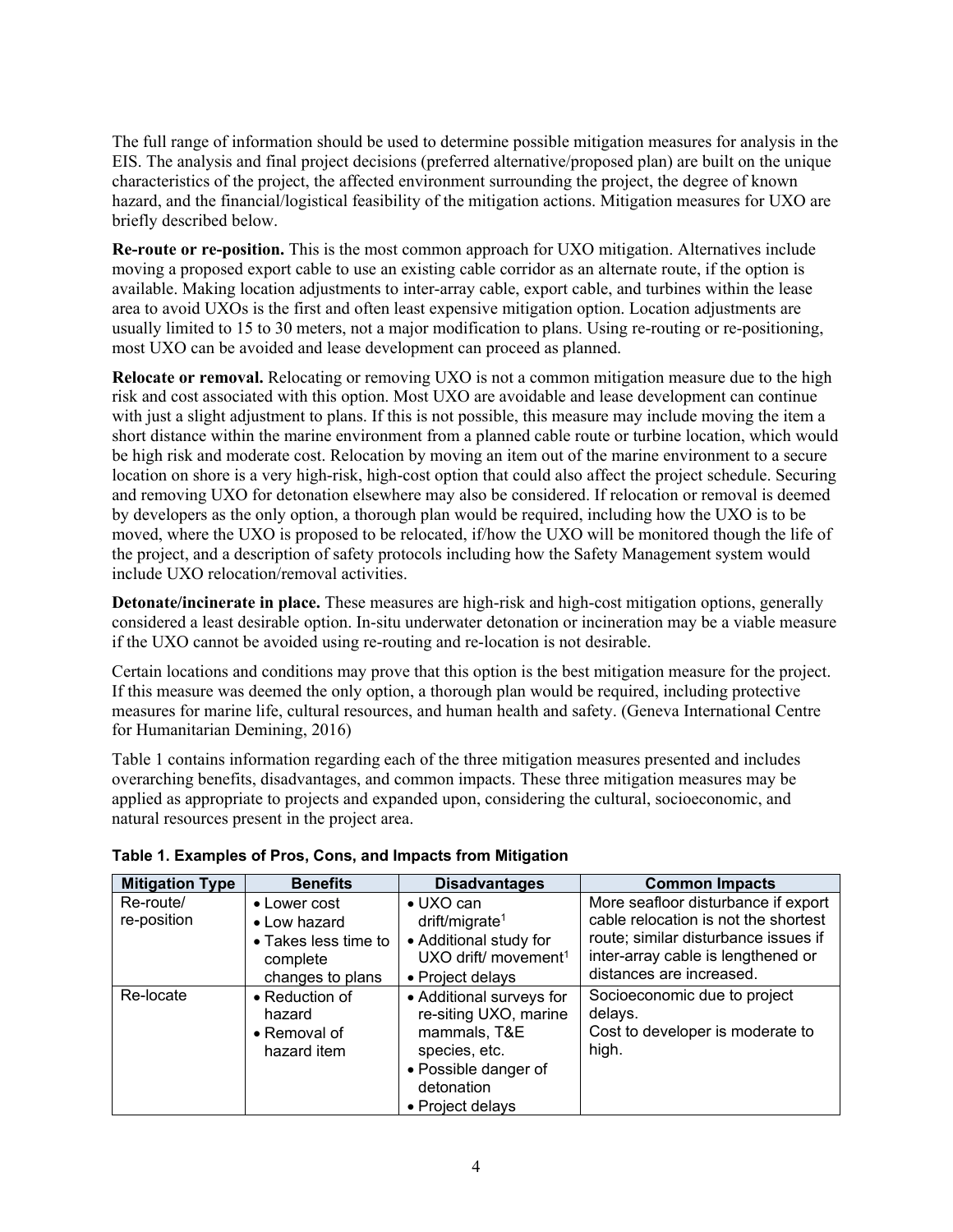The full range of information should be used to determine possible mitigation measures for analysis in the EIS. The analysis and final project decisions (preferred alternative/proposed plan) are built on the unique characteristics of the project, the affected environment surrounding the project, the degree of known hazard, and the financial/logistical feasibility of the mitigation actions. Mitigation measures for UXO are briefly described below.

**Re-route or re-position.** This is the most common approach for UXO mitigation. Alternatives include moving a proposed export cable to use an existing cable corridor as an alternate route, if the option is available. Making location adjustments to inter-array cable, export cable, and turbines within the lease area to avoid UXOs is the first and often least expensive mitigation option. Location adjustments are usually limited to 15 to 30 meters, not a major modification to plans. Using re-routing or re-positioning, most UXO can be avoided and lease development can proceed as planned.

**Relocate or removal.** Relocating or removing UXO is not a common mitigation measure due to the high risk and cost associated with this option. Most UXO are avoidable and lease development can continue with just a slight adjustment to plans. If this is not possible, this measure may include moving the item a short distance within the marine environment from a planned cable route or turbine location, which would be high risk and moderate cost. Relocation by moving an item out of the marine environment to a secure location on shore is a very high-risk, high-cost option that could also affect the project schedule. Securing and removing UXO for detonation elsewhere may also be considered. If relocation or removal is deemed by developers as the only option, a thorough plan would be required, including how the UXO is to be moved, where the UXO is proposed to be relocated, if/how the UXO will be monitored though the life of the project, and a description of safety protocols including how the Safety Management system would include UXO relocation/removal activities.

**Detonate/incinerate in place.** These measures are high-risk and high-cost mitigation options, generally considered a least desirable option. In-situ underwater detonation or incineration may be a viable measure if the UXO cannot be avoided using re-routing and re-location is not desirable.

Certain locations and conditions may prove that this option is the best mitigation measure for the project. If this measure was deemed the only option, a thorough plan would be required, including protective measures for marine life, cultural resources, and human health and safety. (Geneva International Centre for Humanitarian Demining, 2016)

Table 1 contains information regarding each of the three mitigation measures presented and includes overarching benefits, disadvantages, and common impacts. These three mitigation measures may be applied as appropriate to projects and expanded upon, considering the cultural, socioeconomic, and natural resources present in the project area.

**Table 1. Examples of Pros, Cons, and Impacts from Mitigation**

| Mitigation Type | Benefits | Disadvantages | Common Impacts |
| --- | --- | --- | --- |
| Re-route/ re-position | • Lower cost<br>• Low hazard<br>• Takes less time to complete changes to plans | • UXO can drift/migrate[1]<br>• Additional study for UXO drift/ movement[1]<br>• Project delays | More seafloor disturbance if export cable relocation is not the shortest route; similar disturbance issues if inter-array cable is lengthened or distances are increased. |
| Re-locate | • Reduction of hazard<br>• Removal of hazard item | • Additional surveys for re-siting UXO, marine mammals, T&E species, etc.<br>• Possible danger of detonation<br>• Project delays | Socioeconomic due to project delays.<br>Cost to developer is moderate to high. |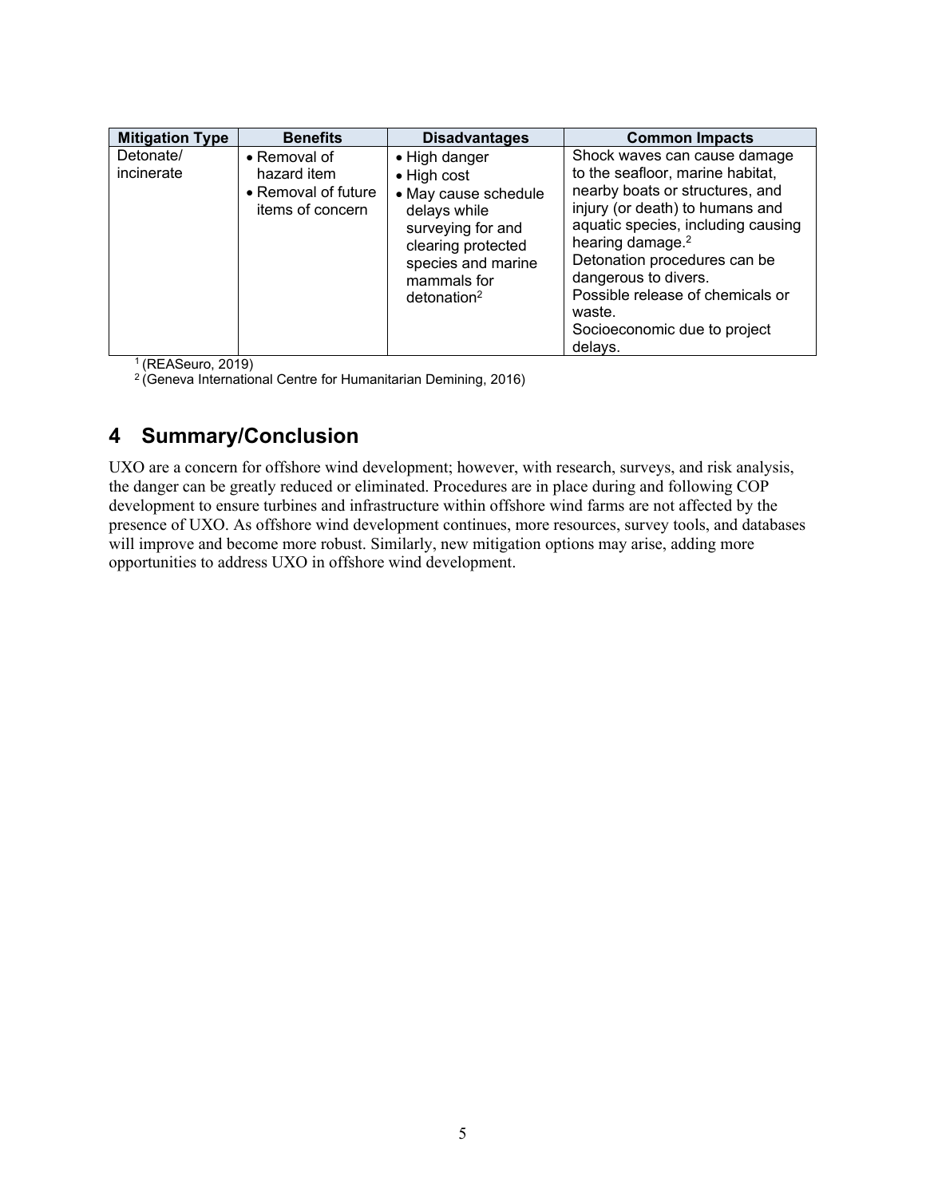| Mitigation Type | Benefits | Disadvantages | Common Impacts |
| --- | --- | --- | --- |
| Detonate/ incinerate | • Removal of hazard item<br>• Removal of future items of concern | • High danger<br>• High cost<br>• May cause schedule delays while surveying for and clearing protected species and marine mammals for detonation[2] | Shock waves can cause damage to the seafloor, marine habitat, nearby boats or structures, and injury (or death) to humans and aquatic species, including causing hearing damage.[2]<br>Detonation procedures can be dangerous to divers.<br>Possible release of chemicals or waste.<br>Socioeconomic due to project delays. |

[1] (REASeuro, 2019)
[2] (Geneva International Centre for Humanitarian Demining, 2016)

# 4 Summary/Conclusion

UXO are a concern for offshore wind development; however, with research, surveys, and risk analysis, the danger can be greatly reduced or eliminated. Procedures are in place during and following COP development to ensure turbines and infrastructure within offshore wind farms are not affected by the presence of UXO. As offshore wind development continues, more resources, survey tools, and databases will improve and become more robust. Similarly, new mitigation options may arise, adding more opportunities to address UXO in offshore wind development.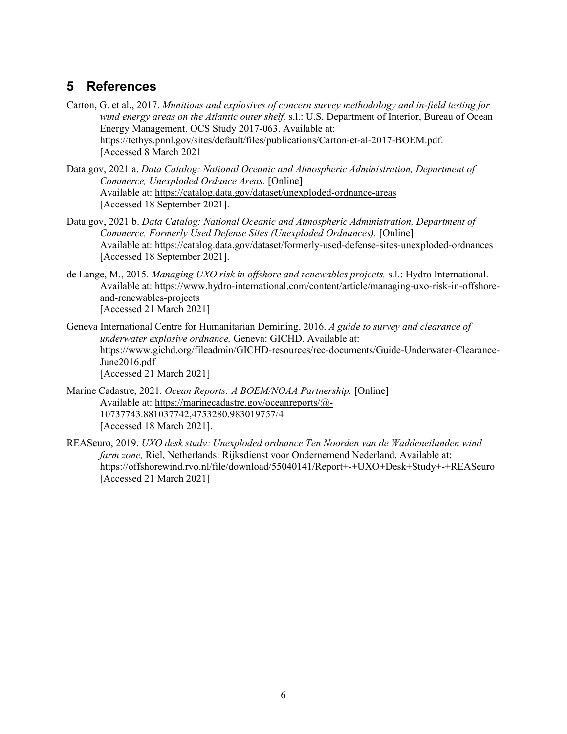## 5 References

Carton, G. et al., 2017. *Munitions and explosives of concern survey methodology and in-field testing for wind energy areas on the Atlantic outer shelf,* s.l.: U.S. Department of Interior, Bureau of Ocean Energy Management. OCS Study 2017-063. Available at: https://tethys.pnnl.gov/sites/default/files/publications/Carton-et-al-2017-BOEM.pdf. [Accessed 8 March 2021

Data.gov, 2021 a. *Data Catalog: National Oceanic and Atmospheric Administration, Department of Commerce, Unexploded Ordance Areas.* [Online] Available at: https://catalog.data.gov/dataset/unexploded-ordnance-areas [Accessed 18 September 2021].

Data.gov, 2021 b. *Data Catalog: National Oceanic and Atmospheric Administration, Department of Commerce, Formerly Used Defense Sites (Unexploded Ordnances).* [Online] Available at: https://catalog.data.gov/dataset/formerly-used-defense-sites-unexploded-ordnances [Accessed 18 September 2021].

de Lange, M., 2015. *Managing UXO risk in offshore and renewables projects,* s.l.: Hydro International. Available at: https://www.hydro-international.com/content/article/managing-uxo-risk-in-offshore-and-renewables-projects [Accessed 21 March 2021]

Geneva International Centre for Humanitarian Demining, 2016. *A guide to survey and clearance of underwater explosive ordnance,* Geneva: GICHD. Available at: https://www.gichd.org/fileadmin/GICHD-resources/rec-documents/Guide-Underwater-Clearance-June2016.pdf [Accessed 21 March 2021]

Marine Cadastre, 2021. *Ocean Reports: A BOEM/NOAA Partnership.* [Online] Available at: https://marinecadastre.gov/oceanreports/@-10737743.881037742,4753280.983019757/4 [Accessed 18 March 2021].

REASeuro, 2019. *UXO desk study: Unexploded ordnance Ten Noorden van de Waddeneilanden wind farm zone,* Riel, Netherlands: Rijksdienst voor Ondernemend Nederland. Available at: https://offshorewind.rvo.nl/file/download/55040141/Report+-+UXO+Desk+Study+-+REASeuro [Accessed 21 March 2021]